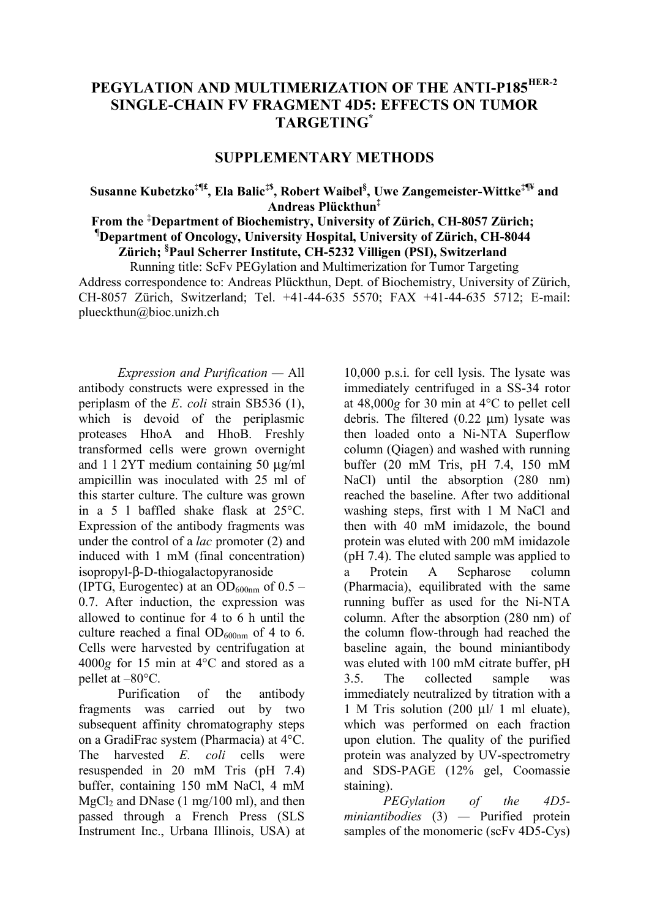# PEGYLATION AND MULTIMERIZATION OF THE ANTI-P185$^{HER-2}$ SINGLE-CHAIN FV FRAGMENT 4D5: EFFECTS ON TUMOR TARGETING[*]

## SUPPLEMENTARY METHODS

**Susanne Kubetzko[‡¶£], Ela Balic[‡$], Robert Waibel[§], Uwe Zangemeister-Wittke[‡¶¥] and Andreas Plückthun[‡]**

**From the [‡]Department of Biochemistry, University of Zürich, CH-8057 Zürich; [¶]Department of Oncology, University Hospital, University of Zürich, CH-8044 Zürich; [§]Paul Scherrer Institute, CH-5232 Villigen (PSI), Switzerland**

Running title: ScFv PEGylation and Multimerization for Tumor Targeting

Address correspondence to: Andreas Plückthun, Dept. of Biochemistry, University of Zürich, CH-8057 Zürich, Switzerland; Tel. +41-44-635 5570; FAX +41-44-635 5712; E-mail: plueckthun@bioc.unizh.ch

*Expression and Purification* — All antibody constructs were expressed in the periplasm of the *E. coli* strain SB536 (1), which is devoid of the periplasmic proteases HhoA and HhoB. Freshly transformed cells were grown overnight and 1 l 2YT medium containing 50 µg/ml ampicillin was inoculated with 25 ml of this starter culture. The culture was grown in a 5 l baffled shake flask at 25°C. Expression of the antibody fragments was under the control of a *lac* promoter (2) and induced with 1 mM (final concentration) isopropyl-β-D-thiogalactopyranoside (IPTG, Eurogentec) at an $OD_{600nm}$ of 0.5 – 0.7. After induction, the expression was allowed to continue for 4 to 6 h until the culture reached a final $OD_{600nm}$ of 4 to 6. Cells were harvested by centrifugation at 4000*g* for 15 min at 4°C and stored as a pellet at –80°C.

Purification of the antibody fragments was carried out by two subsequent affinity chromatography steps on a GradiFrac system (Pharmacia) at 4°C. The harvested *E. coli* cells were resuspended in 20 mM Tris (pH 7.4) buffer, containing 150 mM NaCl, 4 mM $MgCl_2$ and DNase (1 mg/100 ml), and then passed through a French Press (SLS Instrument Inc., Urbana Illinois, USA) at 10,000 p.s.i. for cell lysis. The lysate was immediately centrifuged in a SS-34 rotor at 48,000*g* for 30 min at 4°C to pellet cell debris. The filtered (0.22 µm) lysate was then loaded onto a Ni-NTA Superflow column (Qiagen) and washed with running buffer (20 mM Tris, pH 7.4, 150 mM NaCl) until the absorption (280 nm) reached the baseline. After two additional washing steps, first with 1 M NaCl and then with 40 mM imidazole, the bound protein was eluted with 200 mM imidazole (pH 7.4). The eluted sample was applied to a Protein A Sepharose column (Pharmacia), equilibrated with the same running buffer as used for the Ni-NTA column. After the absorption (280 nm) of the column flow-through had reached the baseline again, the bound miniantibody was eluted with 100 mM citrate buffer, pH 3.5. The collected sample was immediately neutralized by titration with a 1 M Tris solution (200 µl/ 1 ml eluate), which was performed on each fraction upon elution. The quality of the purified protein was analyzed by UV-spectrometry and SDS-PAGE (12% gel, Coomassie staining).

*PEGylation of the 4D5-miniantibodies* (3) — Purified protein samples of the monomeric (scFv 4D5-Cys)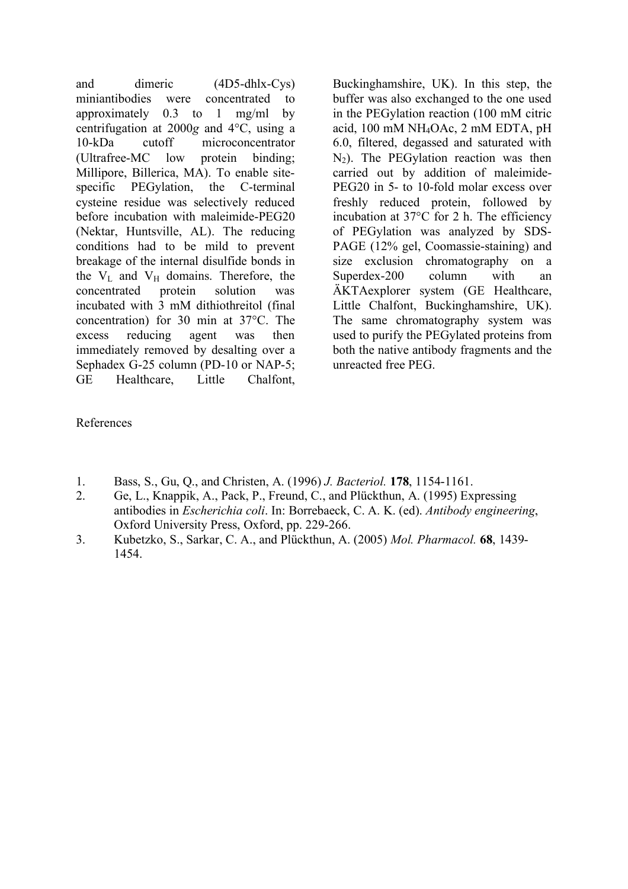and dimeric (4D5-dhlx-Cys) miniantibodies were concentrated to approximately 0.3 to 1 mg/ml by centrifugation at 2000*g* and 4°C, using a 10-kDa cutoff microconcentrator (Ultrafree-MC low protein binding; Millipore, Billerica, MA). To enable site-specific PEGylation, the C-terminal cysteine residue was selectively reduced before incubation with maleimide-PEG20 (Nektar, Huntsville, AL). The reducing conditions had to be mild to prevent breakage of the internal disulfide bonds in the $V_L$ and $V_H$ domains. Therefore, the concentrated protein solution was incubated with 3 mM dithiothreitol (final concentration) for 30 min at 37°C. The excess reducing agent was then immediately removed by desalting over a Sephadex G-25 column (PD-10 or NAP-5; GE Healthcare, Little Chalfont, Buckinghamshire, UK). In this step, the buffer was also exchanged to the one used in the PEGylation reaction (100 mM citric acid, 100 mM $NH_4OAc$, 2 mM EDTA, pH 6.0, filtered, degassed and saturated with $N_2$). The PEGylation reaction was then carried out by addition of maleimide-PEG20 in 5- to 10-fold molar excess over freshly reduced protein, followed by incubation at 37°C for 2 h. The efficiency of PEGylation was analyzed by SDS-PAGE (12% gel, Coomassie-staining) and size exclusion chromatography on a Superdex-200 column with an ÄKTAexplorer system (GE Healthcare, Little Chalfont, Buckinghamshire, UK). The same chromatography system was used to purify the PEGylated proteins from both the native antibody fragments and the unreacted free PEG.

References

1. Bass, S., Gu, Q., and Christen, A. (1996) *J. Bacteriol.* **178**, 1154-1161.
2. Ge, L., Knappik, A., Pack, P., Freund, C., and Plückthun, A. (1995) Expressing antibodies in *Escherichia coli*. In: Borrebaeck, C. A. K. (ed). *Antibody engineering*, Oxford University Press, Oxford, pp. 229-266.
3. Kubetzko, S., Sarkar, C. A., and Plückthun, A. (2005) *Mol. Pharmacol.* **68**, 1439-1454.